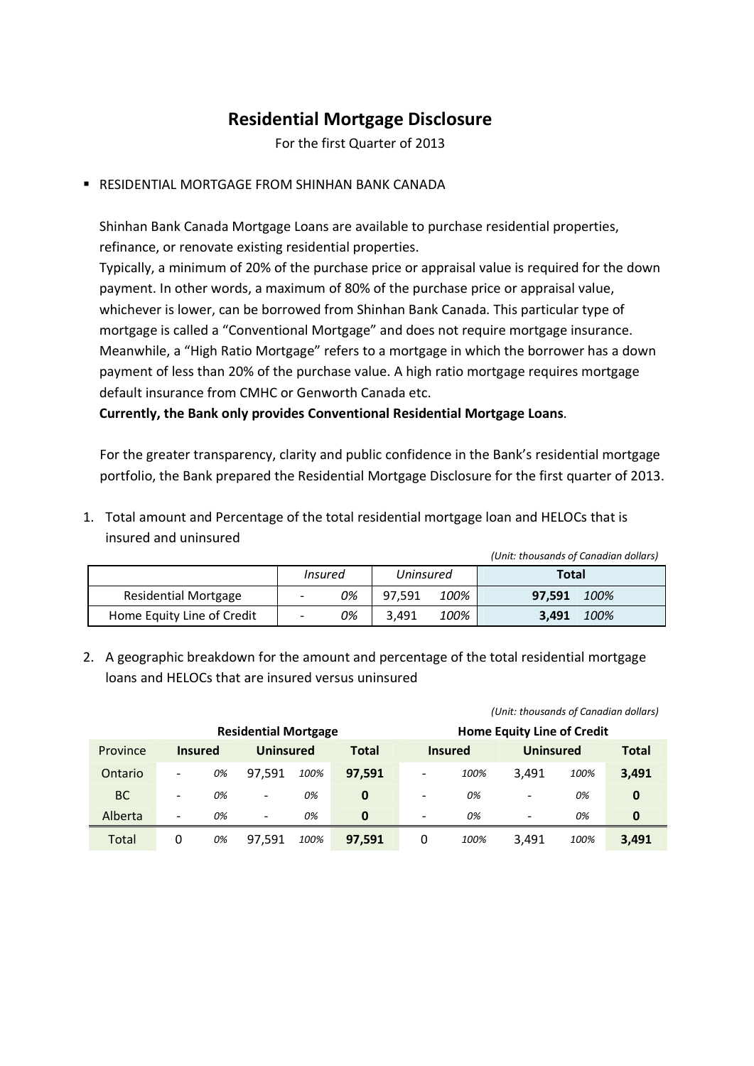# Residential Mortgage Disclosure

For the first Quarter of 2013

- RESIDENTIAL MORTGAGE FROM SHINHAN BANK CANADA

Shinhan Bank Canada Mortgage Loans are available to purchase residential properties, refinance, or renovate existing residential properties.

Typically, a minimum of 20% of the purchase price or appraisal value is required for the down payment. In other words, a maximum of 80% of the purchase price or appraisal value, whichever is lower, can be borrowed from Shinhan Bank Canada. This particular type of mortgage is called a "Conventional Mortgage" and does not require mortgage insurance. Meanwhile, a "High Ratio Mortgage" refers to a mortgage in which the borrower has a down payment of less than 20% of the purchase value. A high ratio mortgage requires mortgage default insurance from CMHC or Genworth Canada etc.

**Currently, the Bank only provides Conventional Residential Mortgage Loans**.

For the greater transparency, clarity and public confidence in the Bank's residential mortgage portfolio, the Bank prepared the Residential Mortgage Disclosure for the first quarter of 2013.

1. Total amount and Percentage of the total residential mortgage loan and HELOCs that is insured and uninsured

*(Unit: thousands of Canadian dollars)*

| | *Insured* | | *Uninsured* | | **Total** | |
|---|---|---|---|---|---|---|
| Residential Mortgage | - | *0%* | 97,591 | *100%* | **97,591** | *100%* |
| Home Equity Line of Credit | - | *0%* | 3,491 | *100%* | **3,491** | *100%* |

2. A geographic breakdown for the amount and percentage of the total residential mortgage loans and HELOCs that are insured versus uninsured

*(Unit: thousands of Canadian dollars)*

| | **Residential Mortgage** | | | | | **Home Equity Line of Credit** | | | | |
|---|---|---|---|---|---|---|---|---|---|---|
| Province | **Insured** | | **Uninsured** | | **Total** | **Insured** | | **Uninsured** | | **Total** |
| Ontario | - | *0%* | 97,591 | *100%* | **97,591** | - | *100%* | 3,491 | *100%* | **3,491** |
| BC | - | *0%* | - | *0%* | **0** | - | *0%* | - | *0%* | **0** |
| Alberta | - | *0%* | - | *0%* | **0** | - | *0%* | - | *0%* | **0** |
| Total | 0 | *0%* | 97,591 | *100%* | **97,591** | 0 | *100%* | 3,491 | *100%* | **3,491** |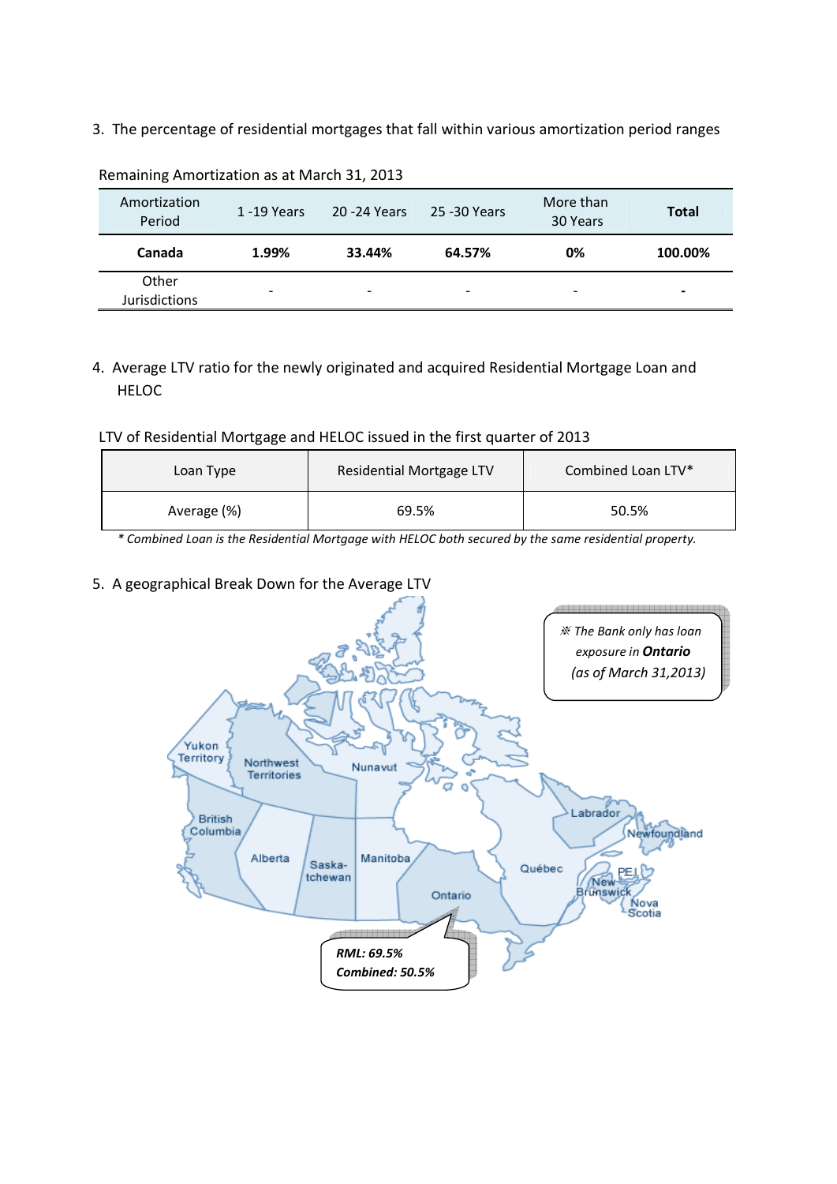3. The percentage of residential mortgages that fall within various amortization period ranges

Remaining Amortization as at March 31, 2013

| Amortization Period | 1 -19 Years | 20 -24 Years | 25 -30 Years | More than 30 Years | Total |
|---|---|---|---|---|---|
| **Canada** | **1.99%** | **33.44%** | **64.57%** | **0%** | **100.00%** |
| Other Jurisdictions | - | - | - | - | - |

4. Average LTV ratio for the newly originated and acquired Residential Mortgage Loan and HELOC

LTV of Residential Mortgage and HELOC issued in the first quarter of 2013

| Loan Type | Residential Mortgage LTV | Combined Loan LTV* |
|---|---|---|
| Average (%) | 69.5% | 50.5% |

*\* Combined Loan is the Residential Mortgage with HELOC both secured by the same residential property.*

5. A geographical Break Down for the Average LTV

*※ The Bank only has loan exposure in **Ontario** (as of March 31,2013)*

Ontario — ***RML: 69.5%***, ***Combined: 50.5%***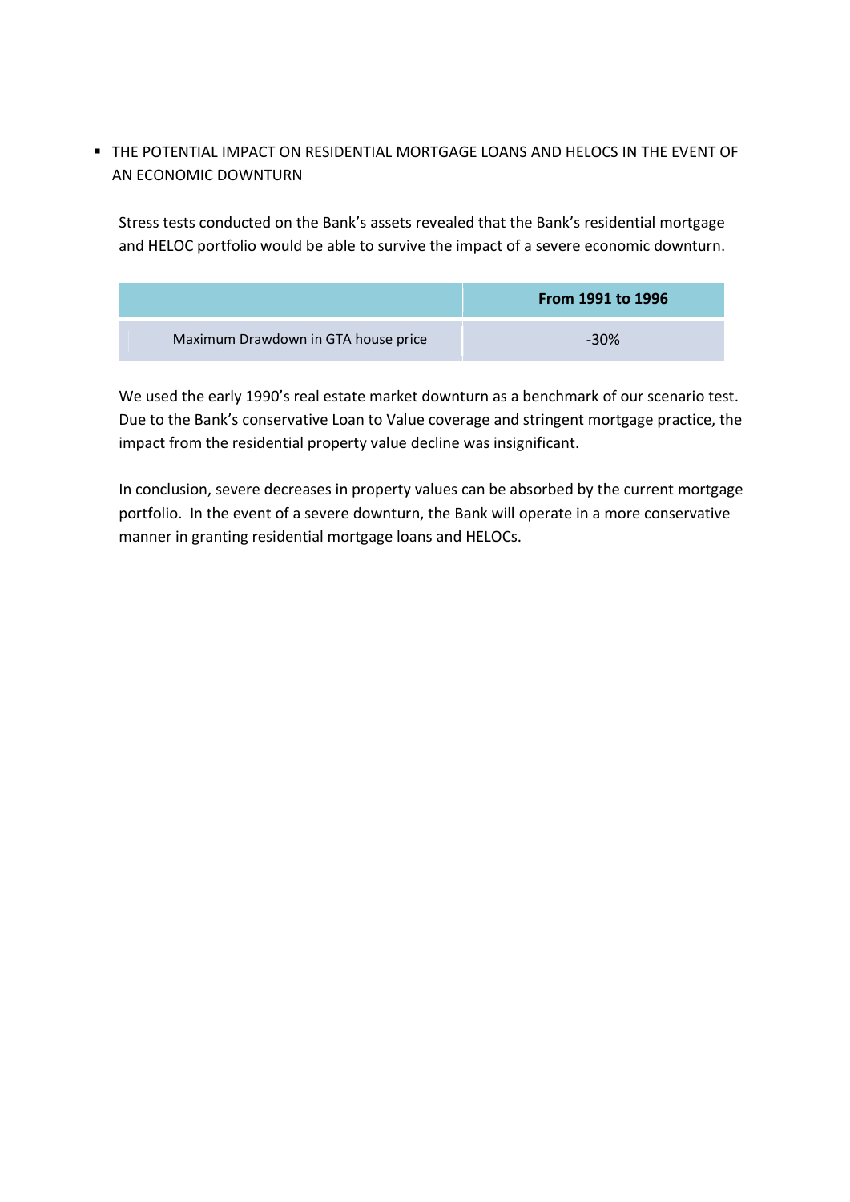- THE POTENTIAL IMPACT ON RESIDENTIAL MORTGAGE LOANS AND HELOCS IN THE EVENT OF AN ECONOMIC DOWNTURN

Stress tests conducted on the Bank's assets revealed that the Bank's residential mortgage and HELOC portfolio would be able to survive the impact of a severe economic downturn.

| | **From 1991 to 1996** |
|---|---|
| Maximum Drawdown in GTA house price | -30% |

We used the early 1990's real estate market downturn as a benchmark of our scenario test. Due to the Bank's conservative Loan to Value coverage and stringent mortgage practice, the impact from the residential property value decline was insignificant.

In conclusion, severe decreases in property values can be absorbed by the current mortgage portfolio. In the event of a severe downturn, the Bank will operate in a more conservative manner in granting residential mortgage loans and HELOCs.